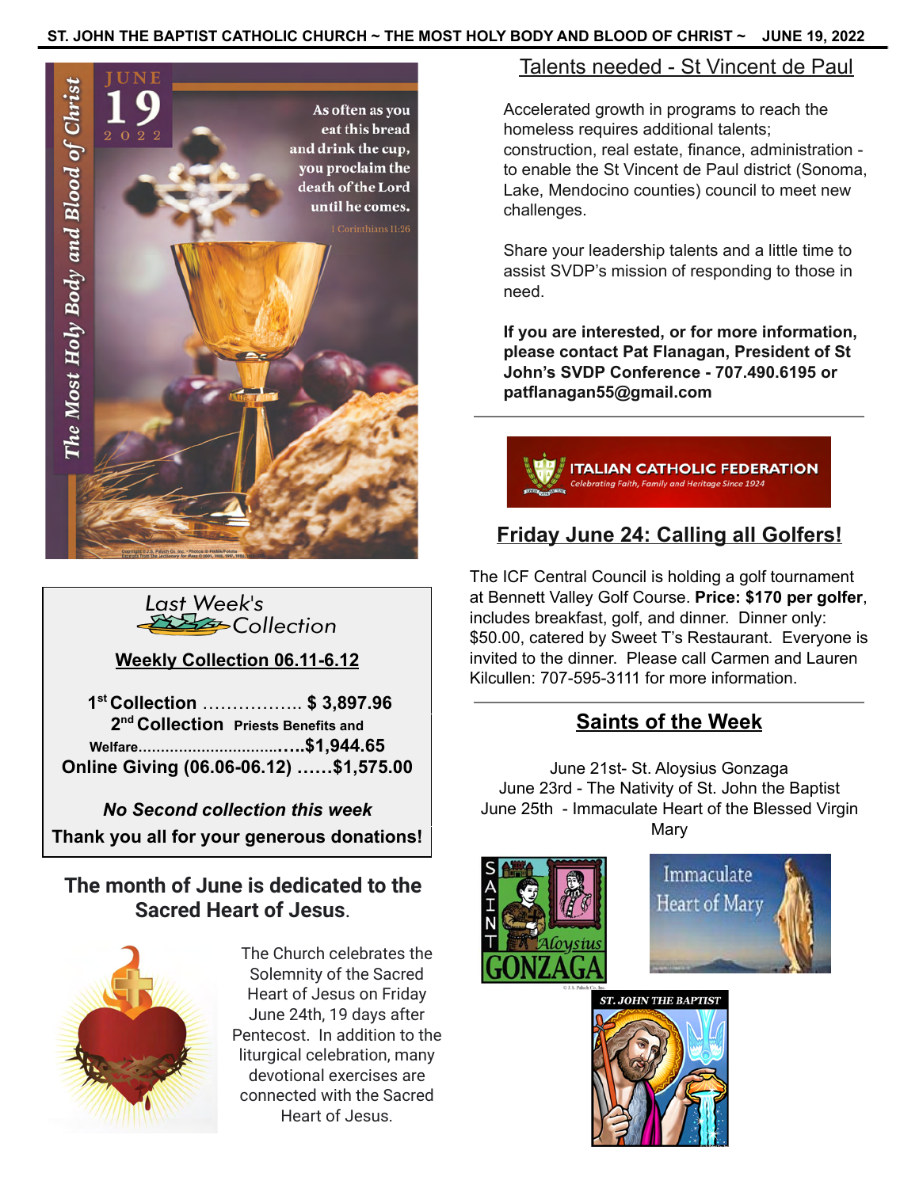ST. JOHN THE BAPTIST CATHOLIC CHURCH ~ THE MOST HOLY BODY AND BLOOD OF CHRIST ~ JUNE 19, 2022

The Most Holy Body and Blood of Christ

JUNE 19 2022

As often as you eat this bread and drink the cup, you proclaim the death of the Lord until he comes.

1 Corinthians 11:26

## Last Week's Collection

**Weekly Collection 06.11-6.12**

**1st Collection ................. $ 3,897.96**

**2nd Collection Priests Benefits and Welfare.................................$1,944.65**

**Online Giving (06.06-06.12) ......$1,575.00**

***No Second collection this week***

**Thank you all for your generous donations!**

## The month of June is dedicated to the Sacred Heart of Jesus.

The Church celebrates the Solemnity of the Sacred Heart of Jesus on Friday June 24th, 19 days after Pentecost. In addition to the liturgical celebration, many devotional exercises are connected with the Sacred Heart of Jesus.

## Talents needed - St Vincent de Paul

Accelerated growth in programs to reach the homeless requires additional talents; construction, real estate, finance, administration - to enable the St Vincent de Paul district (Sonoma, Lake, Mendocino counties) council to meet new challenges.

Share your leadership talents and a little time to assist SVDP's mission of responding to those in need.

**If you are interested, or for more information, please contact Pat Flanagan, President of St John's SVDP Conference - 707.490.6195 or patflanagan55@gmail.com**

ITALIAN CATHOLIC FEDERATION
*Celebrating Faith, Family and Heritage Since 1924*

## Friday June 24: Calling all Golfers!

The ICF Central Council is holding a golf tournament at Bennett Valley Golf Course. **Price: $170 per golfer**, includes breakfast, golf, and dinner. Dinner only: $50.00, catered by Sweet T's Restaurant. Everyone is invited to the dinner. Please call Carmen and Lauren Kilcullen: 707-595-3111 for more information.

## Saints of the Week

June 21st- St. Aloysius Gonzaga
June 23rd - The Nativity of St. John the Baptist
June 25th - Immaculate Heart of the Blessed Virgin Mary

SAINT Aloysius GONZAGA

Immaculate Heart of Mary

ST. JOHN THE BAPTIST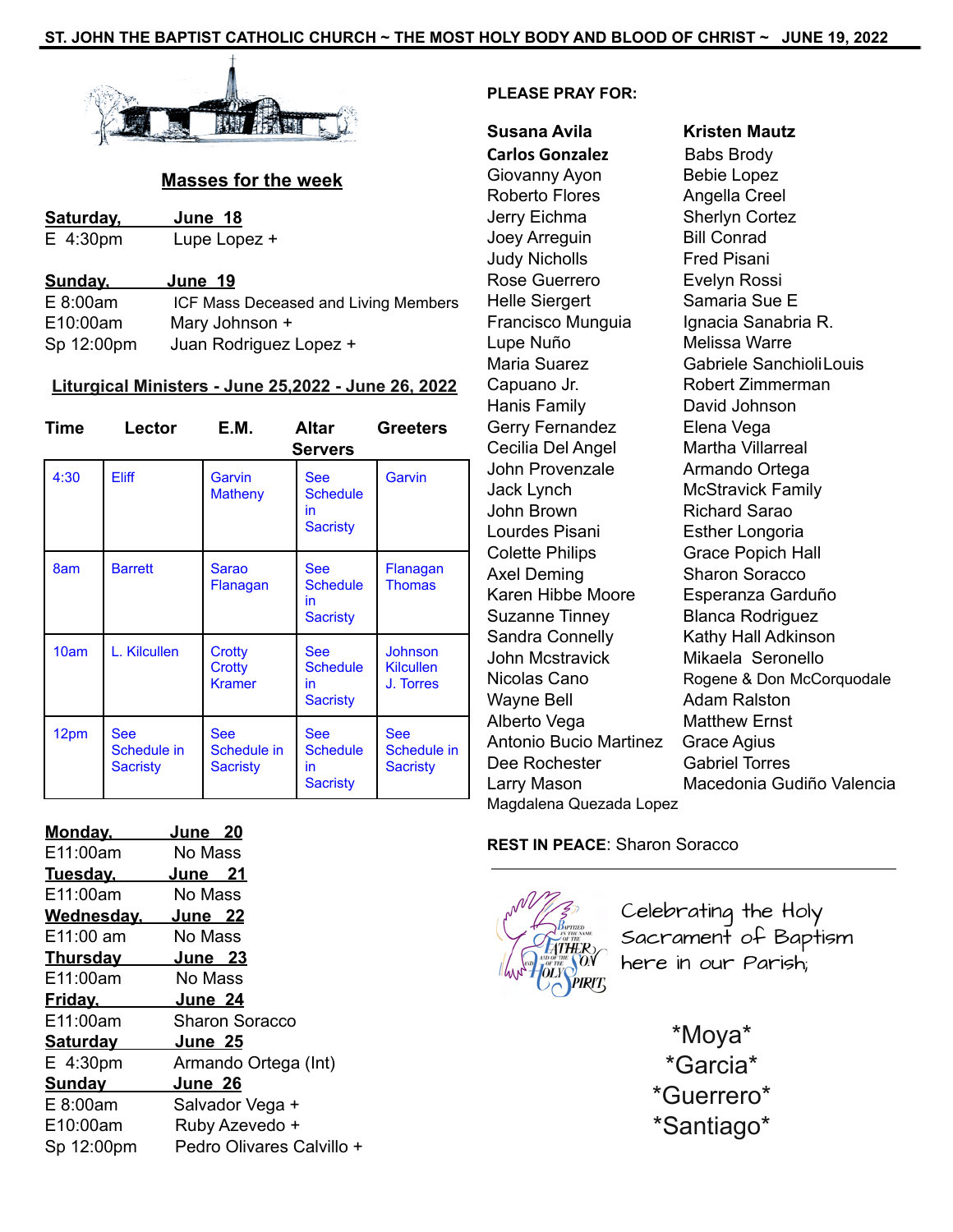ST. JOHN THE BAPTIST CATHOLIC CHURCH ~ THE MOST HOLY BODY AND BLOOD OF CHRIST ~ JUNE 19, 2022

## Masses for the week

**Saturday, June 18**
E 4:30pm Lupe Lopez +

**Sunday, June 19**
E 8:00am ICF Mass Deceased and Living Members
E10:00am Mary Johnson +
Sp 12:00pm Juan Rodriguez Lopez +

**Liturgical Ministers - June 25,2022 - June 26, 2022**

| Time | Lector | E.M. | Altar Servers | Greeters |
|---|---|---|---|---|
| 4:30 | Eliff | Garvin Matheny | See Schedule in Sacristy | Garvin |
| 8am | Barrett | Sarao Flanagan | See Schedule in Sacristy | Flanagan Thomas |
| 10am | L. Kilcullen | Crotty Crotty Kramer | See Schedule in Sacristy | Johnson Kilcullen J. Torres |
| 12pm | See Schedule in Sacristy | See Schedule in Sacristy | See Schedule in Sacristy | See Schedule in Sacristy |

**Monday, June 20**
E11:00am No Mass
**Tuesday, June 21**
E11:00am No Mass
**Wednesday, June 22**
E11:00 am No Mass
**Thursday June 23**
E11:00am No Mass
**Friday, June 24**
E11:00am Sharon Soracco
**Saturday June 25**
E 4:30pm Armando Ortega (Int)
**Sunday June 26**
E 8:00am Salvador Vega +
E10:00am Ruby Azevedo +
Sp 12:00pm Pedro Olivares Calvillo +

**PLEASE PRAY FOR:**

**Susana Avila**
**Carlos Gonzalez**
Giovanny Ayon
Roberto Flores
Jerry Eichma
Joey Arreguin
Judy Nicholls
Rose Guerrero
Helle Siergert
Francisco Munguia
Lupe Nuño
Maria Suarez
Capuano Jr.
Hanis Family
Gerry Fernandez
Cecilia Del Angel
John Provenzale
Jack Lynch
John Brown
Lourdes Pisani
Colette Philips
Axel Deming
Karen Hibbe Moore
Suzanne Tinney
Sandra Connelly
John Mcstravick
Nicolas Cano
Wayne Bell
Alberto Vega
Antonio Bucio Martinez
Dee Rochester
Larry Mason
Magdalena Quezada Lopez
**Kristen Mautz**
Babs Brody
Bebie Lopez
Angella Creel
Sherlyn Cortez
Bill Conrad
Fred Pisani
Evelyn Rossi
Samaria Sue E
Ignacia Sanabria R.
Melissa Warre
Gabriele SanchioliLouis
Robert Zimmerman
David Johnson
Elena Vega
Martha Villarreal
Armando Ortega
McStravick Family
Richard Sarao
Esther Longoria
Grace Popich Hall
Sharon Soracco
Esperanza Garduño
Blanca Rodriguez
Kathy Hall Adkinson
Mikaela Seronello
Rogene & Don McCorquodale
Adam Ralston
Matthew Ernst
Grace Agius
Gabriel Torres
Macedonia Gudiño Valencia

**REST IN PEACE**: Sharon Soracco

Celebrating the Holy Sacrament of Baptism here in our Parish;

*Moya*
*Garcia*
*Guerrero*
*Santiago*